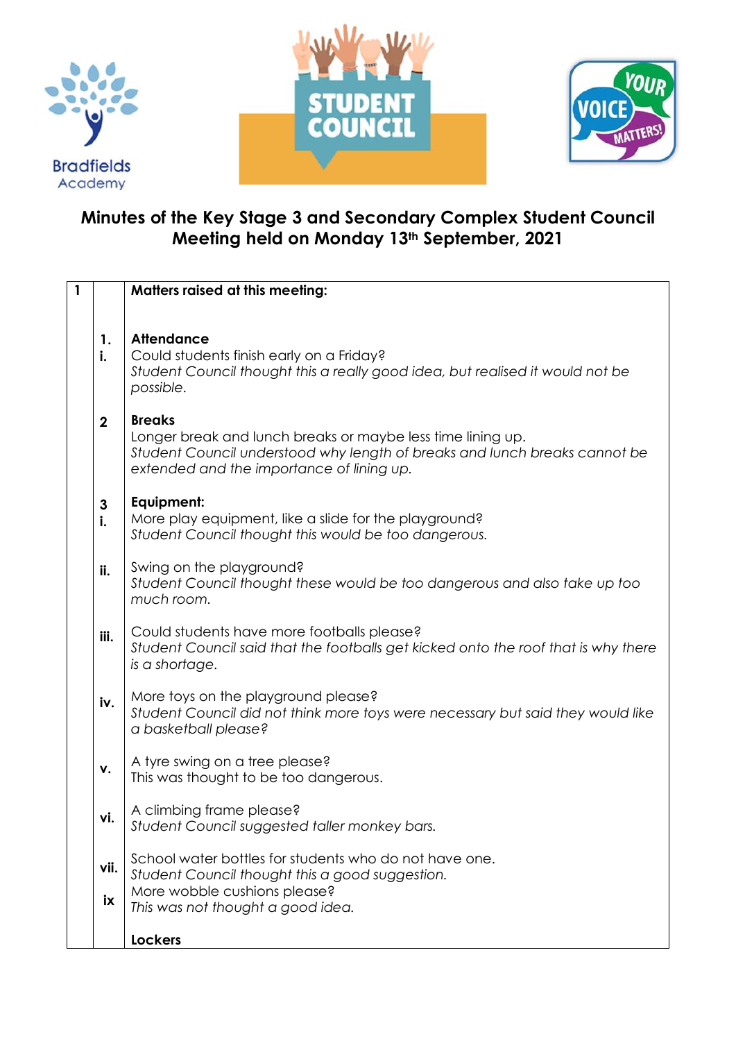Bradfields Academy

STUDENT COUNCIL

YOUR VOICE MATTERS!

## Minutes of the Key Stage 3 and Secondary Complex Student Council Meeting held on Monday 13th September, 2021

| 1 | | **Matters raised at this meeting:** |
|---|---|---|
| | 1. i. | **Attendance**<br>Could students finish early on a Friday?<br>*Student Council thought this a really good idea, but realised it would not be possible.* |
| | 2 | **Breaks**<br>Longer break and lunch breaks or maybe less time lining up.<br>*Student Council understood why length of breaks and lunch breaks cannot be extended and the importance of lining up.* |
| | 3 i. | **Equipment:**<br>More play equipment, like a slide for the playground?<br>*Student Council thought this would be too dangerous.* |
| | ii. | Swing on the playground?<br>*Student Council thought these would be too dangerous and also take up too much room.* |
| | iii. | Could students have more footballs please?<br>*Student Council said that the footballs get kicked onto the roof that is why there is a shortage.* |
| | iv. | More toys on the playground please?<br>*Student Council did not think more toys were necessary but said they would like a basketball please?* |
| | v. | A tyre swing on a tree please?<br>This was thought to be too dangerous. |
| | vi. | A climbing frame please?<br>*Student Council suggested taller monkey bars.* |
| | vii. | School water bottles for students who do not have one.<br>*Student Council thought this a good suggestion.* |
| | ix | More wobble cushions please?<br>*This was not thought a good idea.* |
| | | **Lockers** |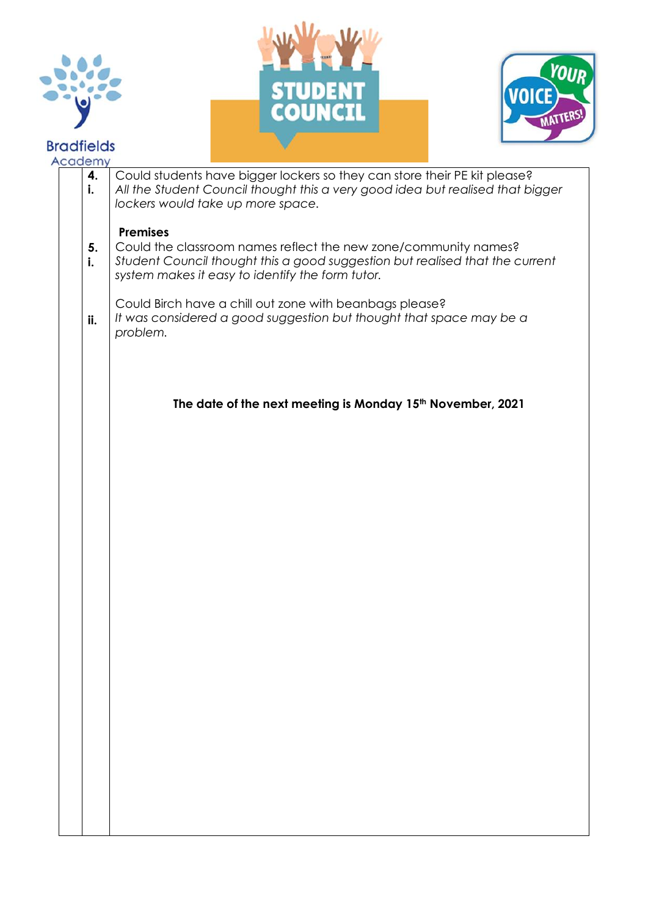| | | |
|---|---|---|
| | **4. i.** | Could students have bigger lockers so they can store their PE kit please?<br>*All the Student Council thought this a very good idea but realised that bigger lockers would take up more space.* |
| | | **Premises** |
| | **5. i.** | Could the classroom names reflect the new zone/community names?<br>*Student Council thought this a good suggestion but realised that the current system makes it easy to identify the form tutor.* |
| | **ii.** | Could Birch have a chill out zone with beanbags please?<br>*It was considered a good suggestion but thought that space may be a problem.* |
| | | **The date of the next meeting is Monday 15th November, 2021** |